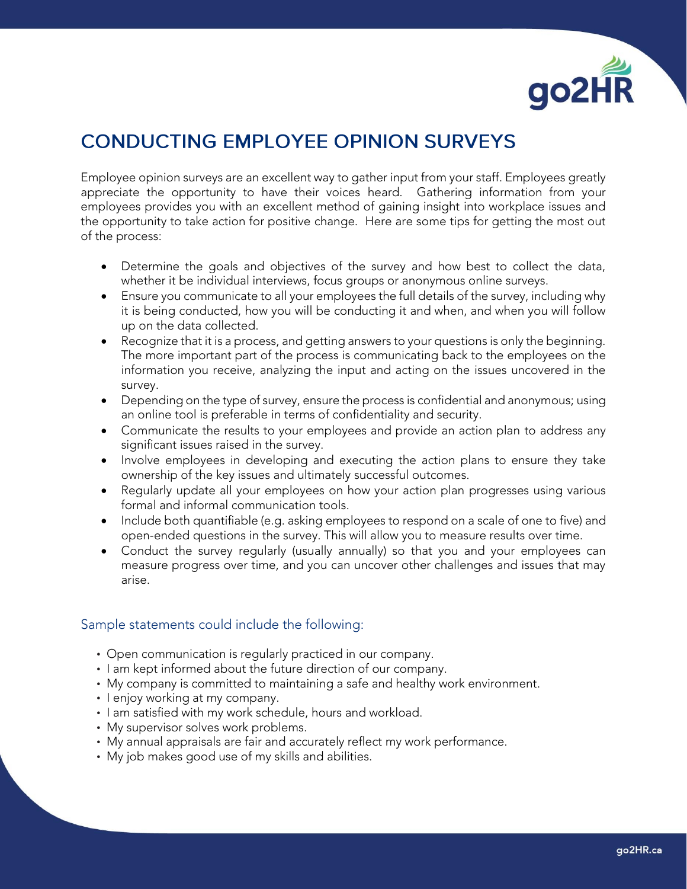# CONDUCTING EMPLOYEE OPINION SURVEYS

Employee opinion surveys are an excellent way to gather input from your staff. Employees greatly appreciate the opportunity to have their voices heard. Gathering information from your employees provides you with an excellent method of gaining insight into workplace issues and the opportunity to take action for positive change. Here are some tips for getting the most out of the process:

- Determine the goals and objectives of the survey and how best to collect the data, whether it be individual interviews, focus groups or anonymous online surveys.
- Ensure you communicate to all your employees the full details of the survey, including why it is being conducted, how you will be conducting it and when, and when you will follow up on the data collected.
- Recognize that it is a process, and getting answers to your questions is only the beginning. The more important part of the process is communicating back to the employees on the information you receive, analyzing the input and acting on the issues uncovered in the survey.
- Depending on the type of survey, ensure the process is confidential and anonymous; using an online tool is preferable in terms of confidentiality and security.
- Communicate the results to your employees and provide an action plan to address any significant issues raised in the survey.
- Involve employees in developing and executing the action plans to ensure they take ownership of the key issues and ultimately successful outcomes.
- Regularly update all your employees on how your action plan progresses using various formal and informal communication tools.
- Include both quantifiable (e.g. asking employees to respond on a scale of one to five) and open-ended questions in the survey. This will allow you to measure results over time.
- Conduct the survey regularly (usually annually) so that you and your employees can measure progress over time, and you can uncover other challenges and issues that may arise.

## Sample statements could include the following:

- Open communication is regularly practiced in our company.
- I am kept informed about the future direction of our company.
- My company is committed to maintaining a safe and healthy work environment.
- I enjoy working at my company.
- I am satisfied with my work schedule, hours and workload.
- My supervisor solves work problems.
- My annual appraisals are fair and accurately reflect my work performance.
- My job makes good use of my skills and abilities.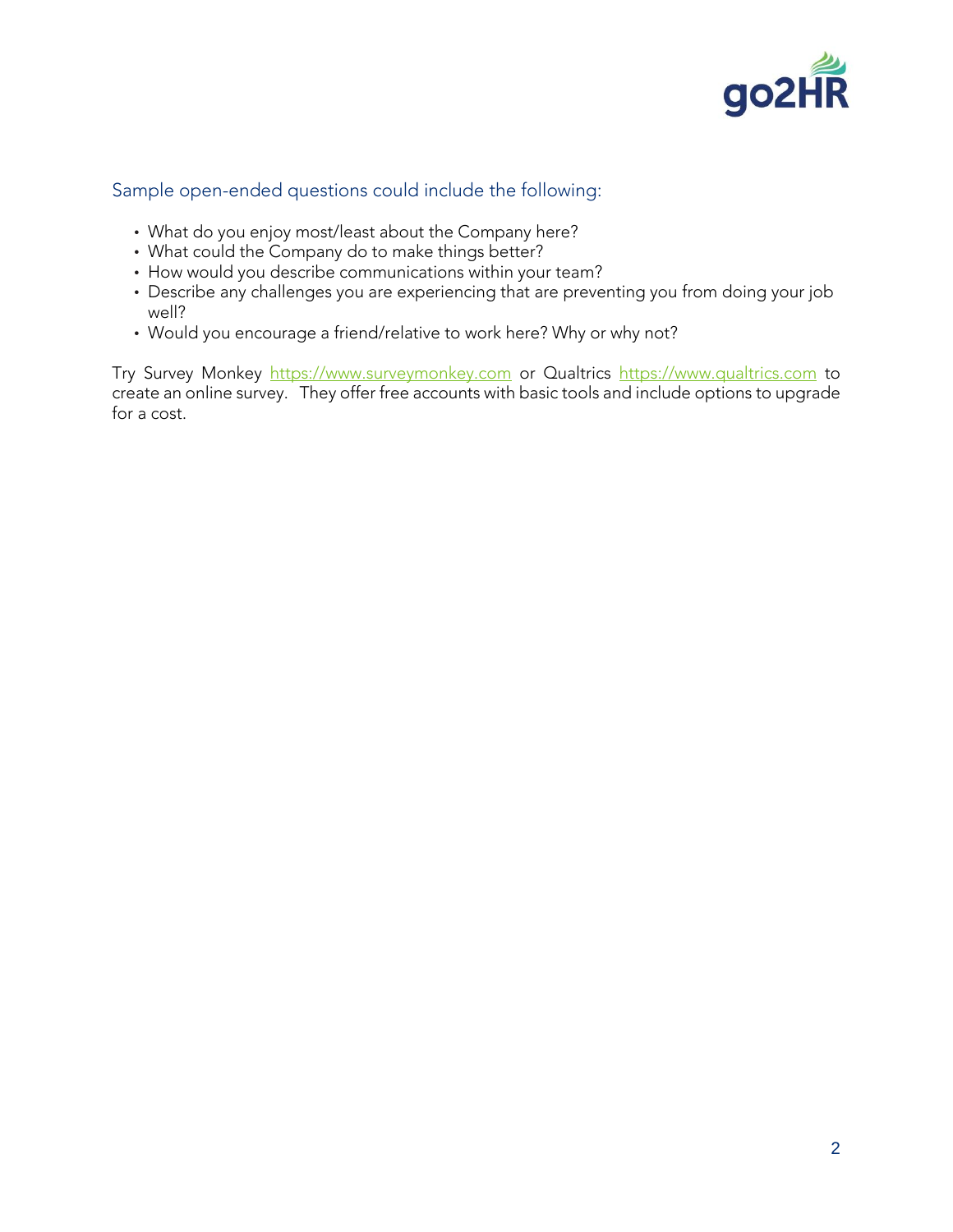### Sample open-ended questions could include the following:

- What do you enjoy most/least about the Company here?
- What could the Company do to make things better?
- How would you describe communications within your team?
- Describe any challenges you are experiencing that are preventing you from doing your job well?
- Would you encourage a friend/relative to work here? Why or why not?

Try Survey Monkey https://www.surveymonkey.com or Qualtrics https://www.qualtrics.com to create an online survey. They offer free accounts with basic tools and include options to upgrade for a cost.